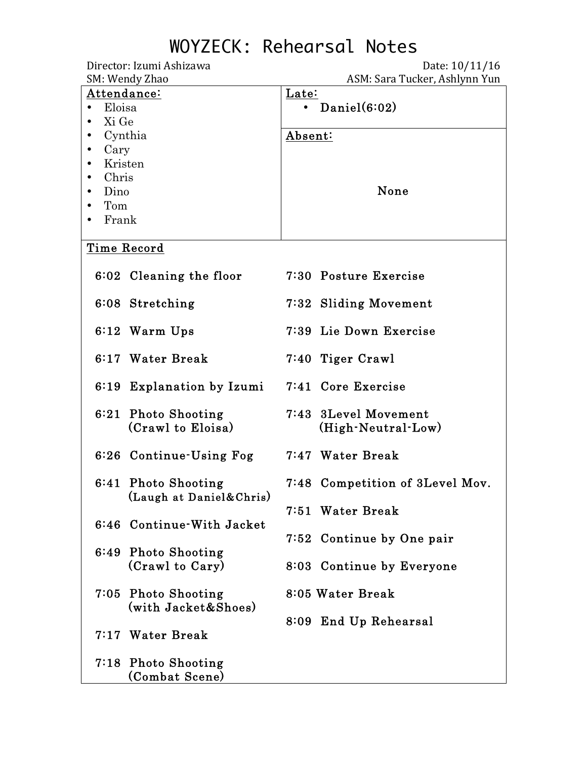# WOYZECK: Rehearsal Notes

Director: Izumi Ashizawa | Date: 10/11/16

SM: Wendy Zhao | ASM: Sara Tucker, Ashlynn Yun

| Attendance: | Late: |
|---|---|
| • Eloisa<br>• Xi Ge<br>• Cynthia<br>• Cary<br>• Kristen<br>• Chris<br>• Dino<br>• Tom<br>• Frank | • Daniel(6:02)<br><br>**Absent:**<br><br>None |

**Time Record**

| Time | Activity | Time | Activity |
|---|---|---|---|
| 6:02 | Cleaning the floor | 7:30 | Posture Exercise |
| 6:08 | Stretching | 7:32 | Sliding Movement |
| 6:12 | Warm Ups | 7:39 | Lie Down Exercise |
| 6:17 | Water Break | 7:40 | Tiger Crawl |
| 6:19 | Explanation by Izumi | 7:41 | Core Exercise |
| 6:21 | Photo Shooting (Crawl to Eloisa) | 7:43 | 3Level Movement (High-Neutral-Low) |
| 6:26 | Continue-Using Fog | 7:47 | Water Break |
| 6:41 | Photo Shooting (Laugh at Daniel&Chris) | 7:48 | Competition of 3Level Mov. |
| 6:46 | Continue-With Jacket | 7:51 | Water Break |
| 6:49 | Photo Shooting (Crawl to Cary) | 7:52 | Continue by One pair |
| 7:05 | Photo Shooting (with Jacket&Shoes) | 8:03 | Continue by Everyone |
| 7:17 | Water Break | 8:05 | Water Break |
| 7:18 | Photo Shooting (Combat Scene) | 8:09 | End Up Rehearsal |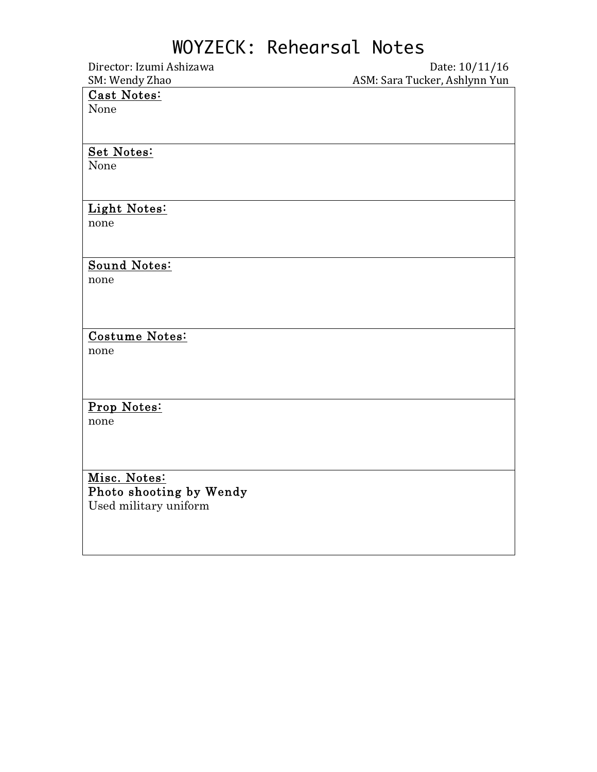# WOYZECK: Rehearsal Notes

Director: Izumi Ashizawa | Date: 10/11/16

SM: Wendy Zhao | ASM: Sara Tucker, Ashlynn Yun

**Cast Notes:**

None

**Set Notes:**

None

**Light Notes:**

none

**Sound Notes:**

none

**Costume Notes:**

none

**Prop Notes:**

none

**Misc. Notes:**

Photo shooting by Wendy

Used military uniform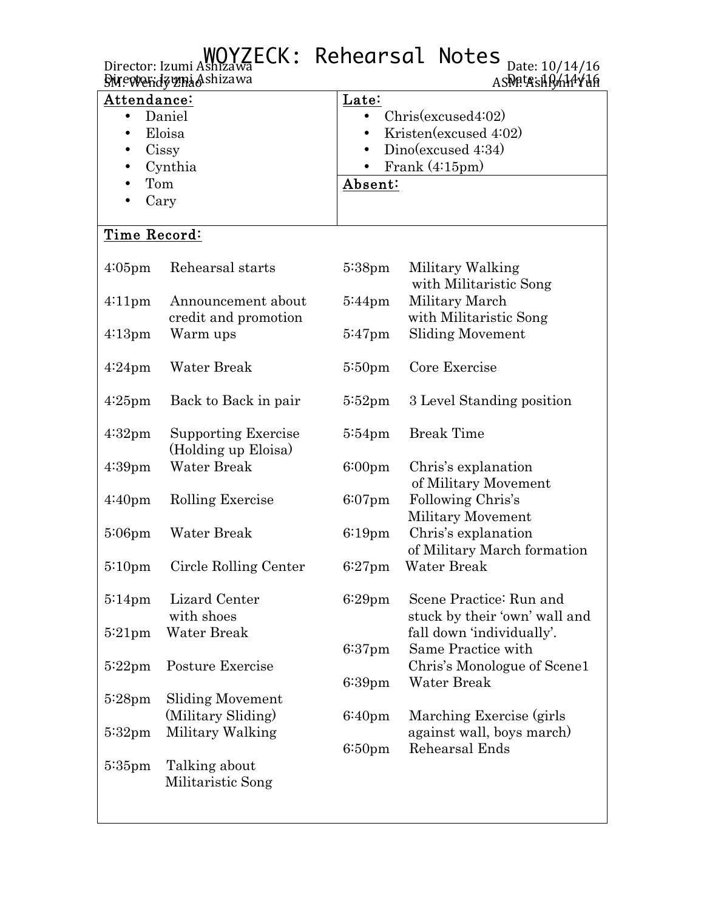# WOYZECK: Rehearsal Notes

Director: Izumi Ashizawa | Date: 10/14/16

SM: Wendy Zhao | ASM: Ashlynn Yun

| Attendance: | Late: |
|---|---|
| • Daniel<br>• Eloisa<br>• Cissy<br>• Cynthia<br>• Tom<br>• Cary | • Chris(excused4:02)<br>• Kristen(excused 4:02)<br>• Dino(excused 4:34)<br>• Frank (4:15pm)<br><br>**Absent:** |

## Time Record:

| Time | Activity |
|---|---|
| 4:05pm | Rehearsal starts |
| 4:11pm | Announcement about credit and promotion |
| 4:13pm | Warm ups |
| 4:24pm | Water Break |
| 4:25pm | Back to Back in pair |
| 4:32pm | Supporting Exercise (Holding up Eloisa) |
| 4:39pm | Water Break |
| 4:40pm | Rolling Exercise |
| 5:06pm | Water Break |
| 5:10pm | Circle Rolling Center |
| 5:14pm | Lizard Center with shoes |
| 5:21pm | Water Break |
| 5:22pm | Posture Exercise |
| 5:28pm | Sliding Movement (Military Sliding) |
| 5:32pm | Military Walking |
| 5:35pm | Talking about Militaristic Song |
| 5:38pm | Military Walking with Militaristic Song |
| 5:44pm | Military March with Militaristic Song |
| 5:47pm | Sliding Movement |
| 5:50pm | Core Exercise |
| 5:52pm | 3 Level Standing position |
| 5:54pm | Break Time |
| 6:00pm | Chris's explanation of Military Movement |
| 6:07pm | Following Chris's Military Movement |
| 6:19pm | Chris's explanation of Military March formation |
| 6:27pm | Water Break |
| 6:29pm | Scene Practice: Run and stuck by their 'own' wall and fall down 'individually'. |
| 6:37pm | Same Practice with Chris's Monologue of Scene1 |
| 6:39pm | Water Break |
| 6:40pm | Marching Exercise (girls against wall, boys march) |
| 6:50pm | Rehearsal Ends |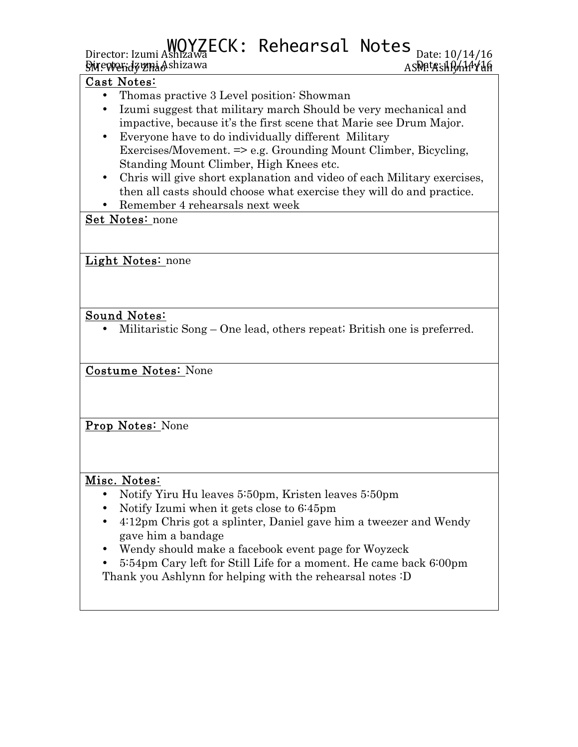# WOYZECK: Rehearsal Notes

Director: Izumi Ashizawa | Date: 10/14/16

SM: Wendy Zhao | ASM: Ashlynn Yun

**Cast Notes:**

- Thomas practive 3 Level position: Showman
- Izumi suggest that military march Should be very mechanical and impactive, because it's the first scene that Marie see Drum Major.
- Everyone have to do individually different Military Exercises/Movement. => e.g. Grounding Mount Climber, Bicycling, Standing Mount Climber, High Knees etc.
- Chris will give short explanation and video of each Military exercises, then all casts should choose what exercise they will do and practice.
- Remember 4 rehearsals next week

**Set Notes:** none

**Light Notes:** none

**Sound Notes:**

- Militaristic Song – One lead, others repeat; British one is preferred.

**Costume Notes:** None

**Prop Notes:** None

**Misc. Notes:**

- Notify Yiru Hu leaves 5:50pm, Kristen leaves 5:50pm
- Notify Izumi when it gets close to 6:45pm
- 4:12pm Chris got a splinter, Daniel gave him a tweezer and Wendy gave him a bandage
- Wendy should make a facebook event page for Woyzeck
- 5:54pm Cary left for Still Life for a moment. He came back 6:00pm

Thank you Ashlynn for helping with the rehearsal notes :D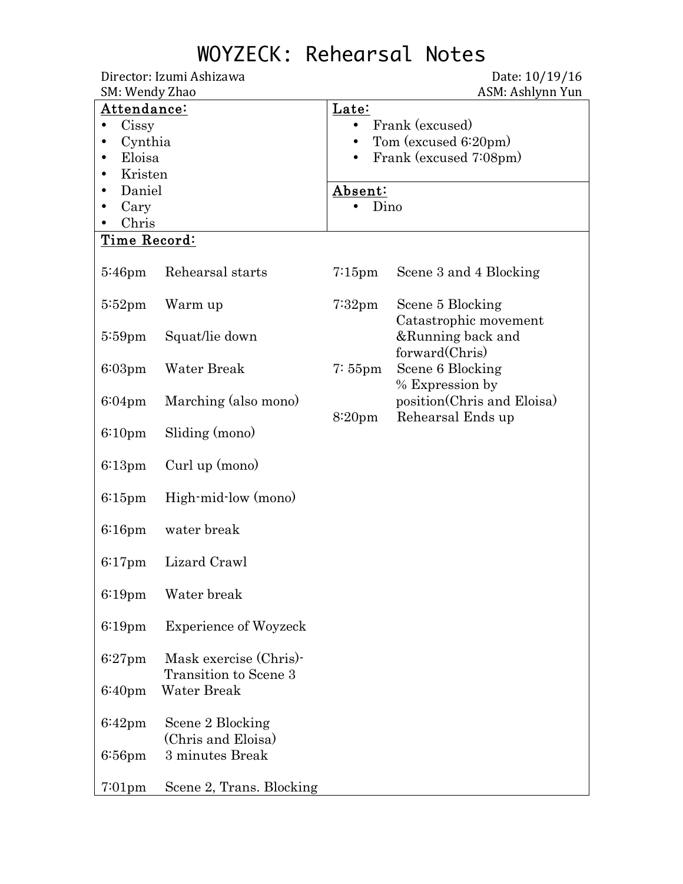# WOYZECK: Rehearsal Notes

Director: Izumi Ashizawa | Date: 10/19/16

SM: Wendy Zhao | ASM: Ashlynn Yun

**Attendance:**

- Cissy
- Cynthia
- Eloisa
- Kristen
- Daniel
- Cary
- Chris

**Late:**

- Frank (excused)
- Tom (excused 6:20pm)
- Frank (excused 7:08pm)

**Absent:**

- Dino

**Time Record:**

| Time | Activity |
|---|---|
| 5:46pm | Rehearsal starts |
| 5:52pm | Warm up |
| 5:59pm | Squat/lie down |
| 6:03pm | Water Break |
| 6:04pm | Marching (also mono) |
| 6:10pm | Sliding (mono) |
| 6:13pm | Curl up (mono) |
| 6:15pm | High-mid-low (mono) |
| 6:16pm | water break |
| 6:17pm | Lizard Crawl |
| 6:19pm | Water break |
| 6:19pm | Experience of Woyzeck |
| 6:27pm | Mask exercise (Chris)-Transition to Scene 3 |
| 6:40pm | Water Break |
| 6:42pm | Scene 2 Blocking (Chris and Eloisa) |
| 6:56pm | 3 minutes Break |
| 7:01pm | Scene 2, Trans. Blocking |
| 7:15pm | Scene 3 and 4 Blocking |
| 7:32pm | Scene 5 Blocking Catastrophic movement &Running back and forward(Chris) |
| 7: 55pm | Scene 6 Blocking % Expression by position(Chris and Eloisa) |
| 8:20pm | Rehearsal Ends up |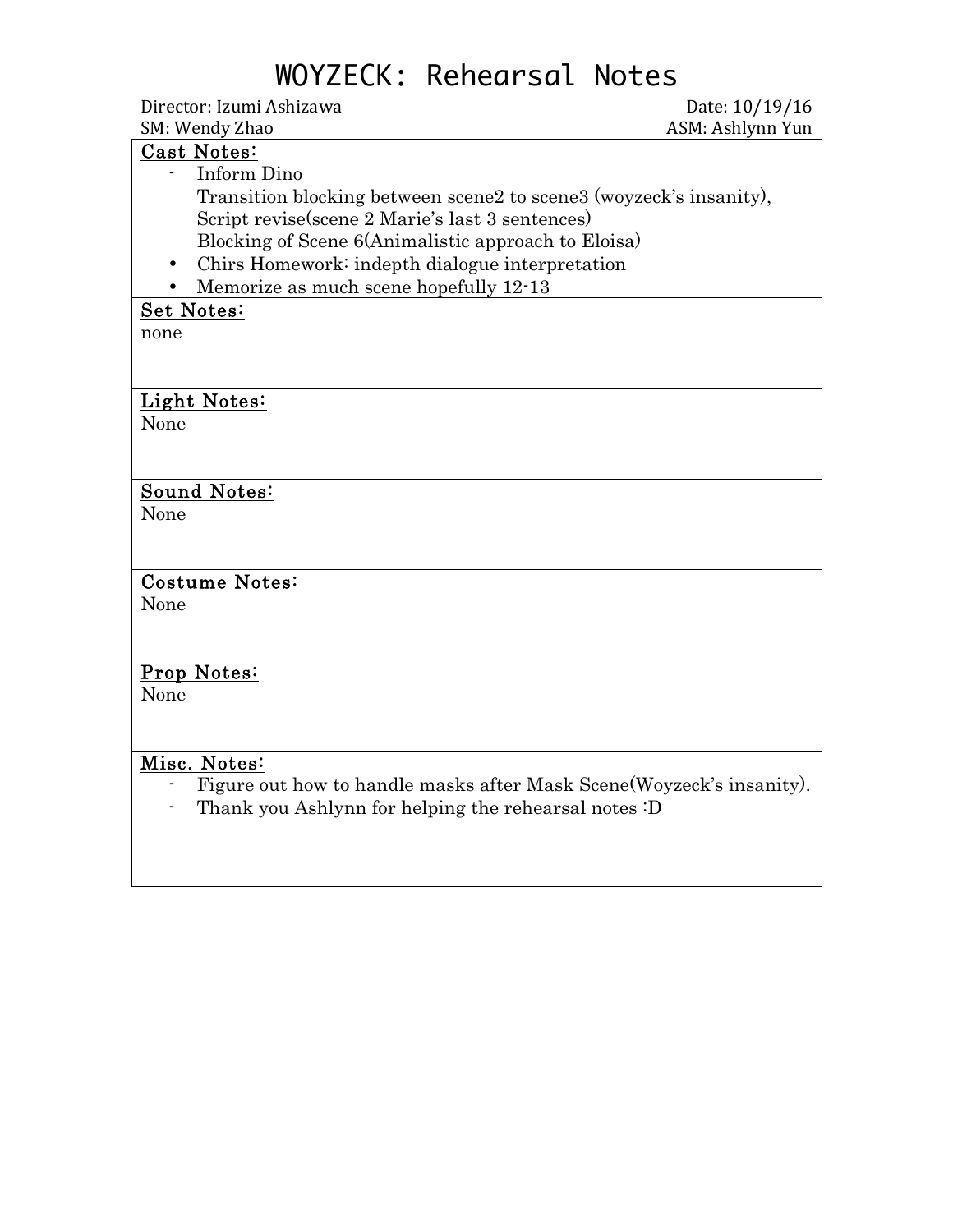# WOYZECK: Rehearsal Notes

Director: Izumi Ashizawa
SM: Wendy Zhao

Date: 10/19/16
ASM: Ashlynn Yun

**Cast Notes:**

- Inform Dino
  Transition blocking between scene2 to scene3 (woyzeck's insanity),
  Script revise(scene 2 Marie's last 3 sentences)
  Blocking of Scene 6(Animalistic approach to Eloisa)
- Chirs Homework: indepth dialogue interpretation
- Memorize as much scene hopefully 12-13

**Set Notes:**

none

**Light Notes:**

None

**Sound Notes:**

None

**Costume Notes:**

None

**Prop Notes:**

None

**Misc. Notes:**

- Figure out how to handle masks after Mask Scene(Woyzeck's insanity).
- Thank you Ashlynn for helping the rehearsal notes :D